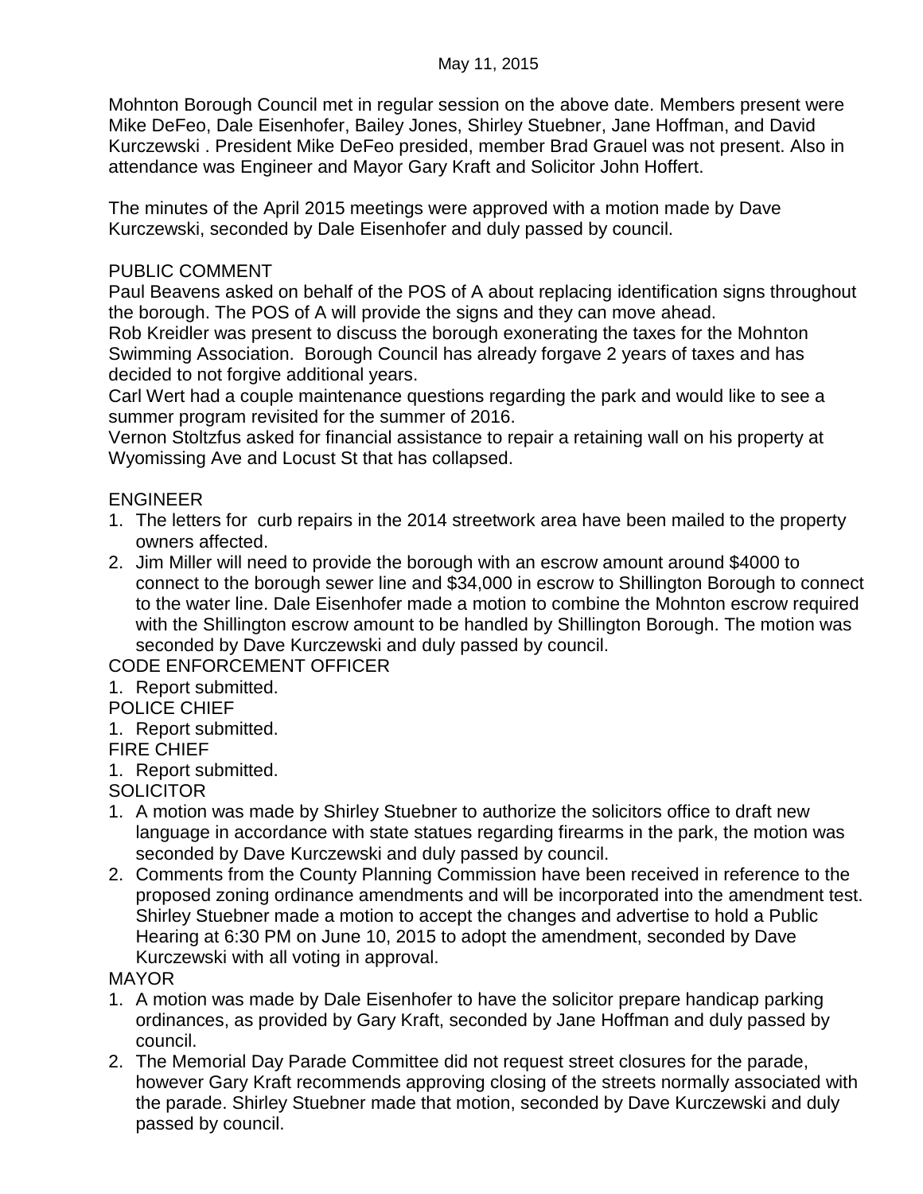May 11, 2015

Mohnton Borough Council met in regular session on the above date. Members present were Mike DeFeo, Dale Eisenhofer, Bailey Jones, Shirley Stuebner, Jane Hoffman, and David Kurczewski . President Mike DeFeo presided, member Brad Grauel was not present. Also in attendance was Engineer and Mayor Gary Kraft and Solicitor John Hoffert.

The minutes of the April 2015 meetings were approved with a motion made by Dave Kurczewski, seconded by Dale Eisenhofer and duly passed by council.

PUBLIC COMMENT

Paul Beavens asked on behalf of the POS of A about replacing identification signs throughout the borough. The POS of A will provide the signs and they can move ahead.

Rob Kreidler was present to discuss the borough exonerating the taxes for the Mohnton Swimming Association. Borough Council has already forgave 2 years of taxes and has decided to not forgive additional years.

Carl Wert had a couple maintenance questions regarding the park and would like to see a summer program revisited for the summer of 2016.

Vernon Stoltzfus asked for financial assistance to repair a retaining wall on his property at Wyomissing Ave and Locust St that has collapsed.

ENGINEER

1. The letters for curb repairs in the 2014 streetwork area have been mailed to the property owners affected.
2. Jim Miller will need to provide the borough with an escrow amount around $4000 to connect to the borough sewer line and $34,000 in escrow to Shillington Borough to connect to the water line. Dale Eisenhofer made a motion to combine the Mohnton escrow required with the Shillington escrow amount to be handled by Shillington Borough. The motion was seconded by Dave Kurczewski and duly passed by council.

CODE ENFORCEMENT OFFICER

1. Report submitted.

POLICE CHIEF

1. Report submitted.

FIRE CHIEF

1. Report submitted.

SOLICITOR

1. A motion was made by Shirley Stuebner to authorize the solicitors office to draft new language in accordance with state statues regarding firearms in the park, the motion was seconded by Dave Kurczewski and duly passed by council.
2. Comments from the County Planning Commission have been received in reference to the proposed zoning ordinance amendments and will be incorporated into the amendment test. Shirley Stuebner made a motion to accept the changes and advertise to hold a Public Hearing at 6:30 PM on June 10, 2015 to adopt the amendment, seconded by Dave Kurczewski with all voting in approval.

MAYOR

1. A motion was made by Dale Eisenhofer to have the solicitor prepare handicap parking ordinances, as provided by Gary Kraft, seconded by Jane Hoffman and duly passed by council.
2. The Memorial Day Parade Committee did not request street closures for the parade, however Gary Kraft recommends approving closing of the streets normally associated with the parade. Shirley Stuebner made that motion, seconded by Dave Kurczewski and duly passed by council.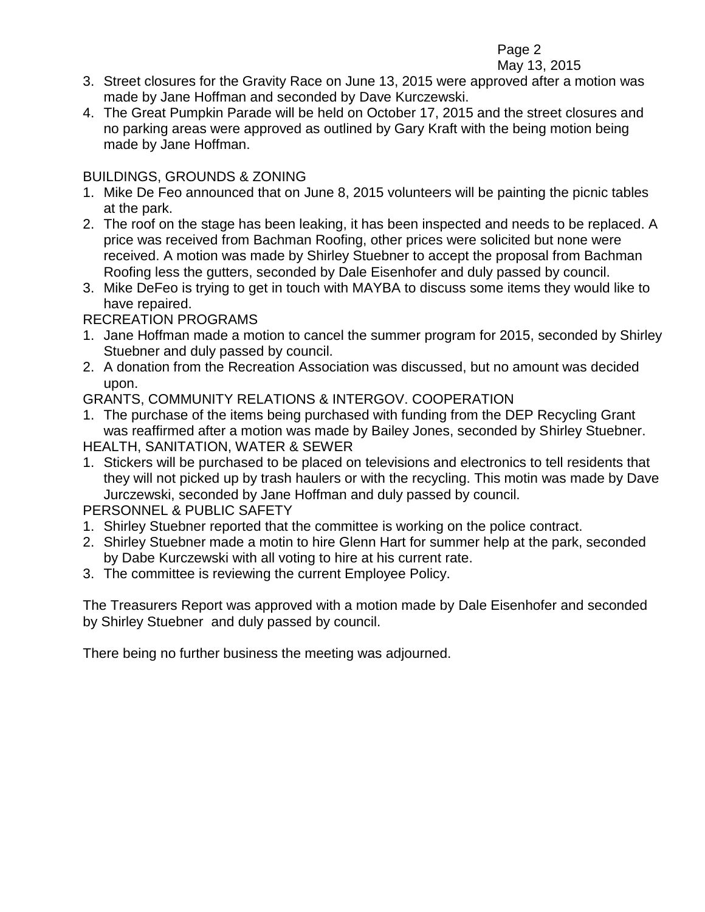3. Street closures for the Gravity Race on June 13, 2015 were approved after a motion was made by Jane Hoffman and seconded by Dave Kurczewski.
4. The Great Pumpkin Parade will be held on October 17, 2015 and the street closures and no parking areas were approved as outlined by Gary Kraft with the being motion being made by Jane Hoffman.

BUILDINGS, GROUNDS & ZONING

1. Mike De Feo announced that on June 8, 2015 volunteers will be painting the picnic tables at the park.
2. The roof on the stage has been leaking, it has been inspected and needs to be replaced. A price was received from Bachman Roofing, other prices were solicited but none were received. A motion was made by Shirley Stuebner to accept the proposal from Bachman Roofing less the gutters, seconded by Dale Eisenhofer and duly passed by council.
3. Mike DeFeo is trying to get in touch with MAYBA to discuss some items they would like to have repaired.

RECREATION PROGRAMS

1. Jane Hoffman made a motion to cancel the summer program for 2015, seconded by Shirley Stuebner and duly passed by council.
2. A donation from the Recreation Association was discussed, but no amount was decided upon.

GRANTS, COMMUNITY RELATIONS & INTERGOV. COOPERATION

1. The purchase of the items being purchased with funding from the DEP Recycling Grant was reaffirmed after a motion was made by Bailey Jones, seconded by Shirley Stuebner.

HEALTH, SANITATION, WATER & SEWER

1. Stickers will be purchased to be placed on televisions and electronics to tell residents that they will not picked up by trash haulers or with the recycling. This motin was made by Dave Jurczewski, seconded by Jane Hoffman and duly passed by council.

PERSONNEL & PUBLIC SAFETY

1. Shirley Stuebner reported that the committee is working on the police contract.
2. Shirley Stuebner made a motin to hire Glenn Hart for summer help at the park, seconded by Dabe Kurczewski with all voting to hire at his current rate.
3. The committee is reviewing the current Employee Policy.

The Treasurers Report was approved with a motion made by Dale Eisenhofer and seconded by Shirley Stuebner and duly passed by council.

There being no further business the meeting was adjourned.